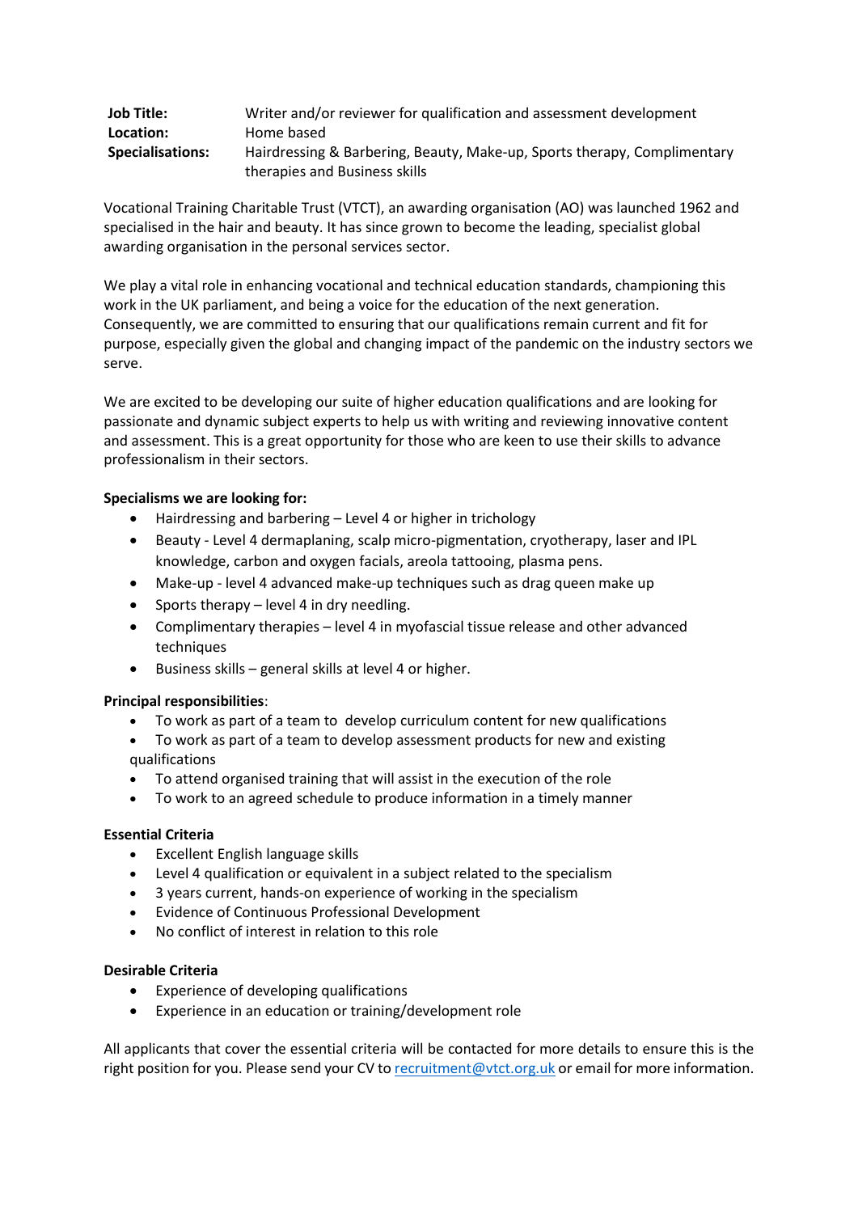**Job Title:** Writer and/or reviewer for qualification and assessment development
**Location:** Home based
**Specialisations:** Hairdressing & Barbering, Beauty, Make-up, Sports therapy, Complimentary therapies and Business skills

Vocational Training Charitable Trust (VTCT), an awarding organisation (AO) was launched 1962 and specialised in the hair and beauty. It has since grown to become the leading, specialist global awarding organisation in the personal services sector.

We play a vital role in enhancing vocational and technical education standards, championing this work in the UK parliament, and being a voice for the education of the next generation. Consequently, we are committed to ensuring that our qualifications remain current and fit for purpose, especially given the global and changing impact of the pandemic on the industry sectors we serve.

We are excited to be developing our suite of higher education qualifications and are looking for passionate and dynamic subject experts to help us with writing and reviewing innovative content and assessment. This is a great opportunity for those who are keen to use their skills to advance professionalism in their sectors.

**Specialisms we are looking for:**

- Hairdressing and barbering – Level 4 or higher in trichology
- Beauty - Level 4 dermaplaning, scalp micro-pigmentation, cryotherapy, laser and IPL knowledge, carbon and oxygen facials, areola tattooing, plasma pens.
- Make-up - level 4 advanced make-up techniques such as drag queen make up
- Sports therapy – level 4 in dry needling.
- Complimentary therapies – level 4 in myofascial tissue release and other advanced techniques
- Business skills – general skills at level 4 or higher.

**Principal responsibilities**:

- To work as part of a team to develop curriculum content for new qualifications
- To work as part of a team to develop assessment products for new and existing qualifications
- To attend organised training that will assist in the execution of the role
- To work to an agreed schedule to produce information in a timely manner

**Essential Criteria**

- Excellent English language skills
- Level 4 qualification or equivalent in a subject related to the specialism
- 3 years current, hands-on experience of working in the specialism
- Evidence of Continuous Professional Development
- No conflict of interest in relation to this role

**Desirable Criteria**

- Experience of developing qualifications
- Experience in an education or training/development role

All applicants that cover the essential criteria will be contacted for more details to ensure this is the right position for you. Please send your CV to recruitment@vtct.org.uk or email for more information.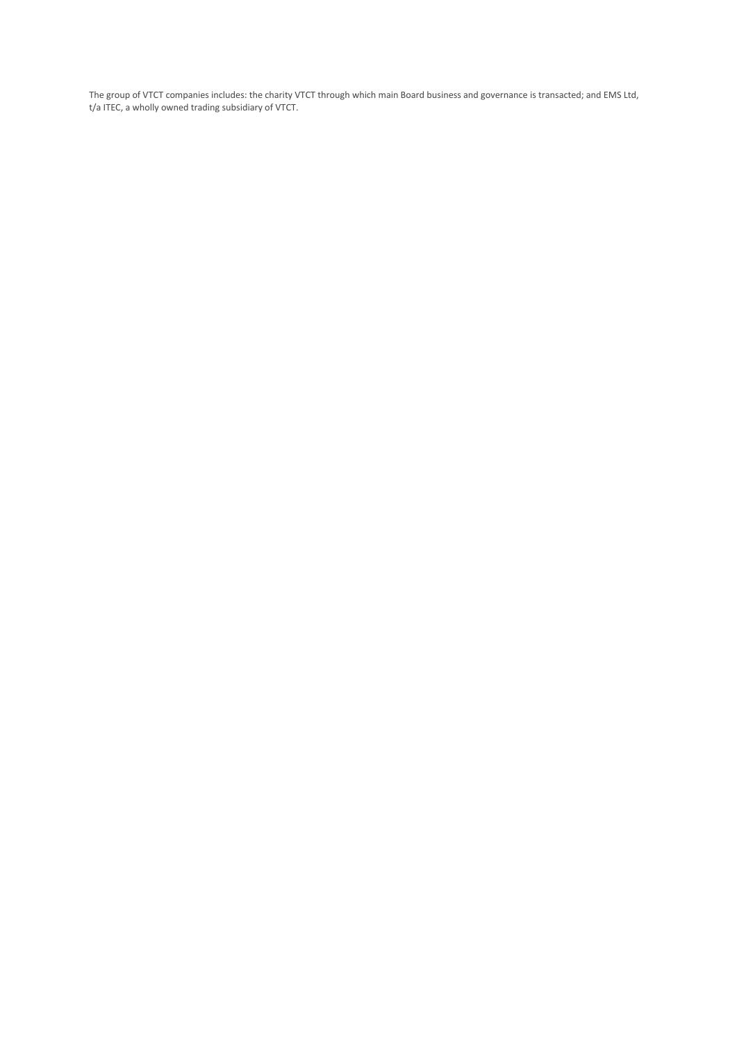The group of VTCT companies includes: the charity VTCT through which main Board business and governance is transacted; and EMS Ltd, t/a ITEC, a wholly owned trading subsidiary of VTCT.